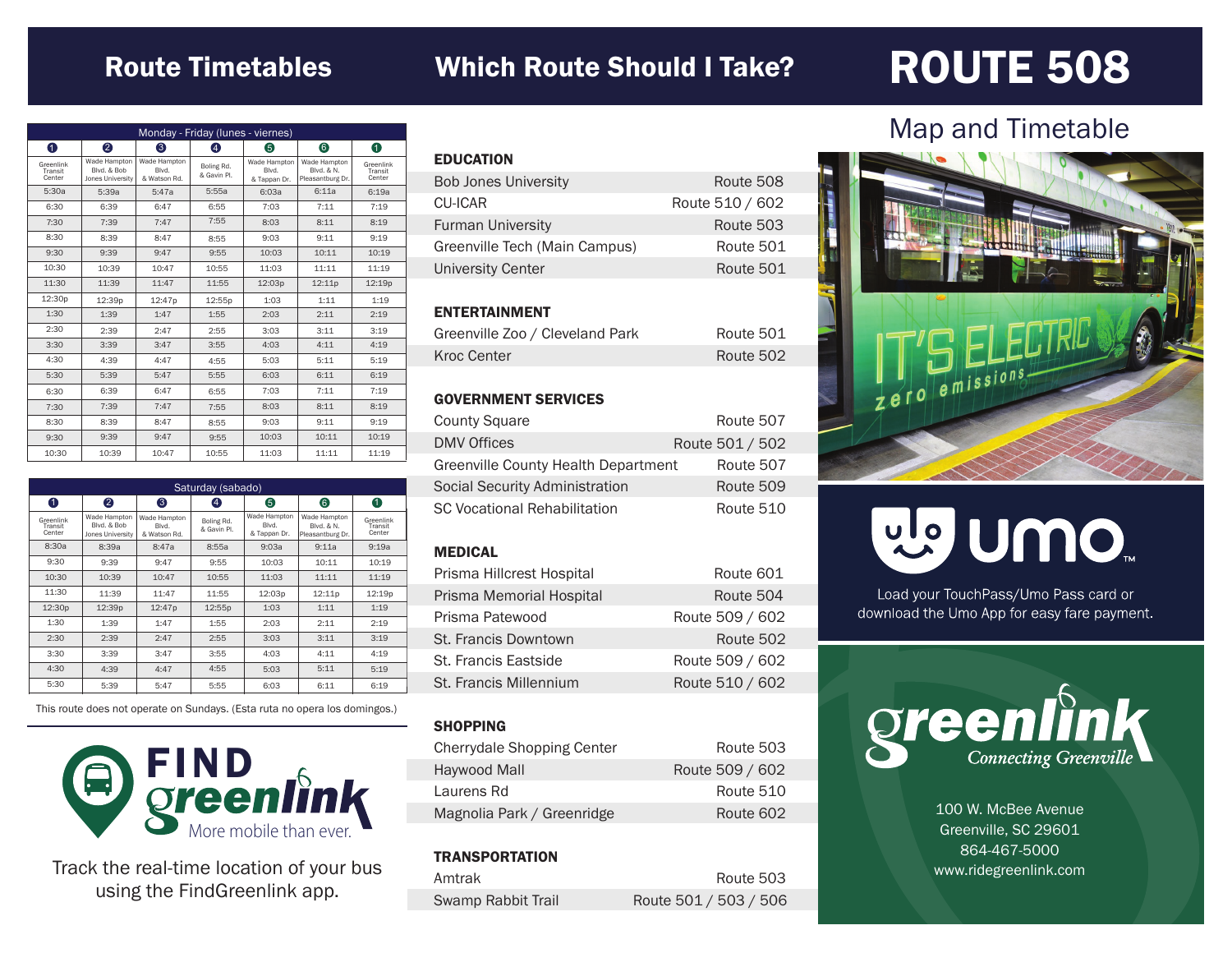# Route Timetables

## Monday - Friday (lunes - viernes)

| 1 Greenlink Transit Center | 2 Wade Hampton Blvd. & Bob Jones University | 3 Wade Hampton Blvd. & Watson Rd. | 4 Boling Rd. & Gavin Pl. | 5 Wade Hampton Blvd. & Tappan Dr. | 6 Wade Hampton Blvd. & N. Pleasantburg Dr. | 1 Greenlink Transit Center |
|---|---|---|---|---|---|---|
| 5:30a | 5:39a | 5:47a | 5:55a | 6:03a | 6:11a | 6:19a |
| 6:30 | 6:39 | 6:47 | 6:55 | 7:03 | 7:11 | 7:19 |
| 7:30 | 7:39 | 7:47 | 7:55 | 8:03 | 8:11 | 8:19 |
| 8:30 | 8:39 | 8:47 | 8:55 | 9:03 | 9:11 | 9:19 |
| 9:30 | 9:39 | 9:47 | 9:55 | 10:03 | 10:11 | 10:19 |
| 10:30 | 10:39 | 10:47 | 10:55 | 11:03 | 11:11 | 11:19 |
| 11:30 | 11:39 | 11:47 | 11:55 | 12:03p | 12:11p | 12:19p |
| 12:30p | 12:39p | 12:47p | 12:55p | 1:03 | 1:11 | 1:19 |
| 1:30 | 1:39 | 1:47 | 1:55 | 2:03 | 2:11 | 2:19 |
| 2:30 | 2:39 | 2:47 | 2:55 | 3:03 | 3:11 | 3:19 |
| 3:30 | 3:39 | 3:47 | 3:55 | 4:03 | 4:11 | 4:19 |
| 4:30 | 4:39 | 4:47 | 4:55 | 5:03 | 5:11 | 5:19 |
| 5:30 | 5:39 | 5:47 | 5:55 | 6:03 | 6:11 | 6:19 |
| 6:30 | 6:39 | 6:47 | 6:55 | 7:03 | 7:11 | 7:19 |
| 7:30 | 7:39 | 7:47 | 7:55 | 8:03 | 8:11 | 8:19 |
| 8:30 | 8:39 | 8:47 | 8:55 | 9:03 | 9:11 | 9:19 |
| 9:30 | 9:39 | 9:47 | 9:55 | 10:03 | 10:11 | 10:19 |
| 10:30 | 10:39 | 10:47 | 10:55 | 11:03 | 11:11 | 11:19 |

## Saturday (sabado)

| 1 Greenlink Transit Center | 2 Wade Hampton Blvd. & Bob Jones University | 3 Wade Hampton Blvd. & Watson Rd. | 4 Boling Rd. & Gavin Pl. | 5 Wade Hampton Blvd. & Tappan Dr. | 6 Wade Hampton Blvd. & N. Pleasantburg Dr. | 1 Greenlink Transit Center |
|---|---|---|---|---|---|---|
| 8:30a | 8:39a | 8:47a | 8:55a | 9:03a | 9:11a | 9:19a |
| 9:30 | 9:39 | 9:47 | 9:55 | 10:03 | 10:11 | 10:19 |
| 10:30 | 10:39 | 10:47 | 10:55 | 11:03 | 11:11 | 11:19 |
| 11:30 | 11:39 | 11:47 | 11:55 | 12:03p | 12:11p | 12:19p |
| 12:30p | 12:39p | 12:47p | 12:55p | 1:03 | 1:11 | 1:19 |
| 1:30 | 1:39 | 1:47 | 1:55 | 2:03 | 2:11 | 2:19 |
| 2:30 | 2:39 | 2:47 | 2:55 | 3:03 | 3:11 | 3:19 |
| 3:30 | 3:39 | 3:47 | 3:55 | 4:03 | 4:11 | 4:19 |
| 4:30 | 4:39 | 4:47 | 4:55 | 5:03 | 5:11 | 5:19 |
| 5:30 | 5:39 | 5:47 | 5:55 | 6:03 | 6:11 | 6:19 |

This route does not operate on Sundays. (Esta ruta no opera los domingos.)

**FIND greenlink** More mobile than ever.

Track the real-time location of your bus using the FindGreenlink app.

# Which Route Should I Take?

### EDUCATION

| | |
|---|---|
| Bob Jones University | Route 508 |
| CU-ICAR | Route 510 / 602 |
| Furman University | Route 503 |
| Greenville Tech (Main Campus) | Route 501 |
| University Center | Route 501 |

### ENTERTAINMENT

| | |
|---|---|
| Greenville Zoo / Cleveland Park | Route 501 |
| Kroc Center | Route 502 |

### GOVERNMENT SERVICES

| | |
|---|---|
| County Square | Route 507 |
| DMV Offices | Route 501 / 502 |
| Greenville County Health Department | Route 507 |
| Social Security Administration | Route 509 |
| SC Vocational Rehabilitation | Route 510 |

### MEDICAL

| | |
|---|---|
| Prisma Hillcrest Hospital | Route 601 |
| Prisma Memorial Hospital | Route 504 |
| Prisma Patewood | Route 509 / 602 |
| St. Francis Downtown | Route 502 |
| St. Francis Eastside | Route 509 / 602 |
| St. Francis Millennium | Route 510 / 602 |

### SHOPPING

| | |
|---|---|
| Cherrydale Shopping Center | Route 503 |
| Haywood Mall | Route 509 / 602 |
| Laurens Rd | Route 510 |
| Magnolia Park / Greenridge | Route 602 |

### TRANSPORTATION

| | |
|---|---|
| Amtrak | Route 503 |
| Swamp Rabbit Trail | Route 501 / 503 / 506 |

# ROUTE 508

## Map and Timetable

umo™

Load your TouchPass/Umo Pass card or download the Umo App for easy fare payment.

greenlink *Connecting Greenville*

100 W. McBee Avenue
Greenville, SC 29601
864-467-5000
www.ridegreenlink.com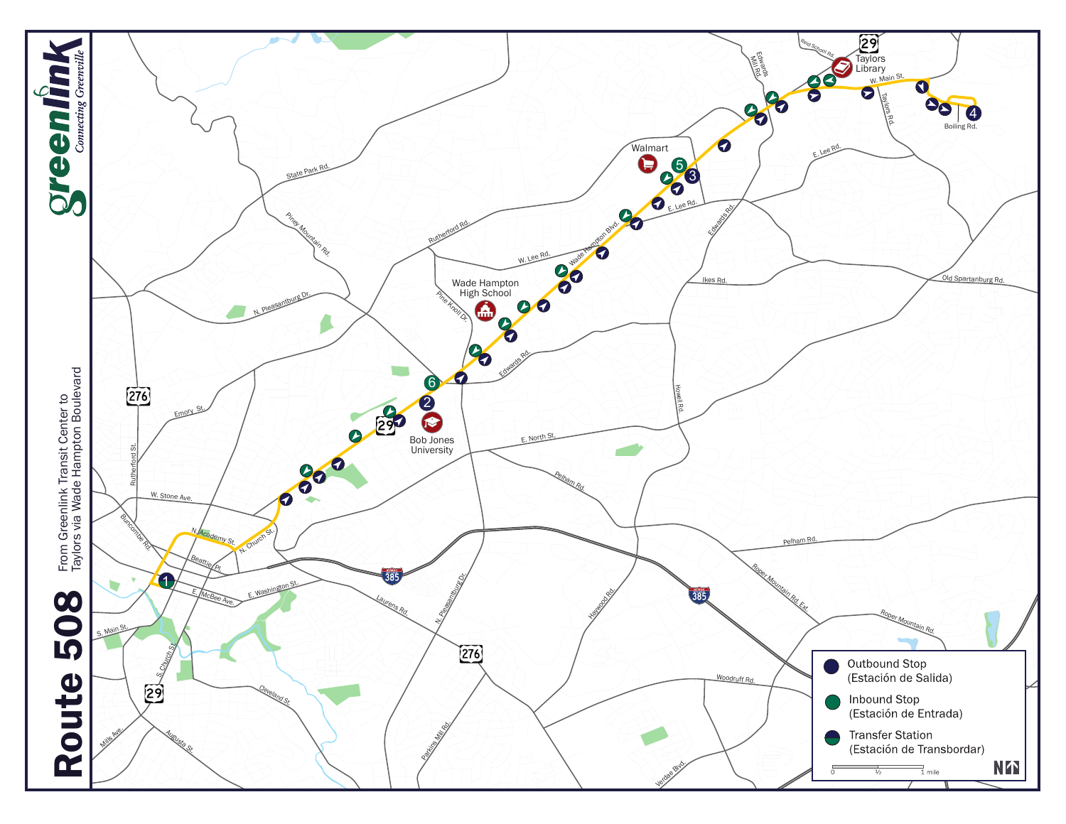# Route 508

From Greenlink Transit Center to Taylors via Wade Hampton Boulevard

greenlink
*Connecting Greenville*

Taylors Library

Walmart

Wade Hampton High School

Bob Jones University

1
2
3
4
5
6

Outbound Stop (Estación de Salida)

Inbound Stop (Estación de Entrada)

Transfer Station (Estación de Transbordar)

0 ½ 1 mile

N